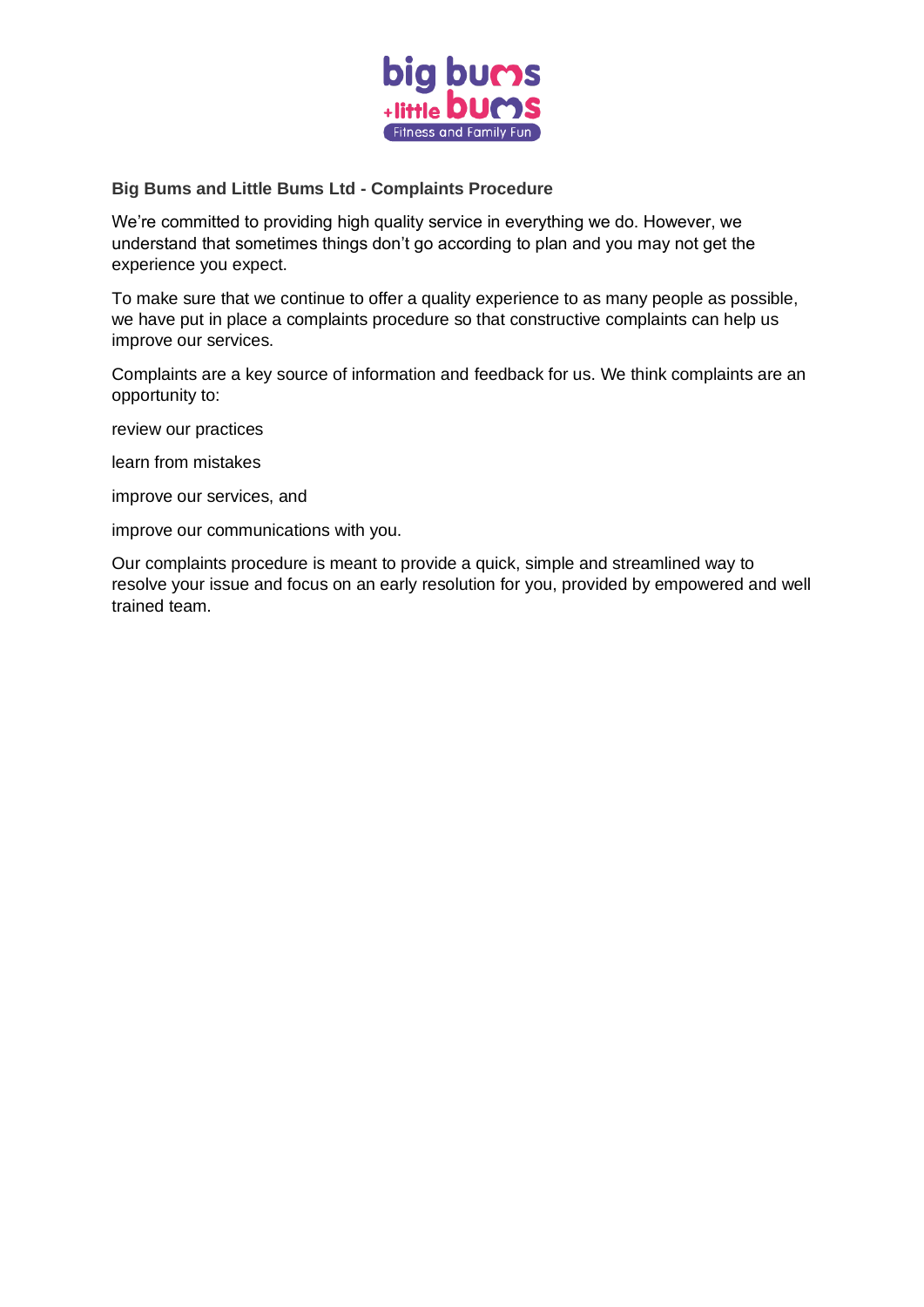## Big Bums and Little Bums Ltd - Complaints Procedure

We’re committed to providing high quality service in everything we do. However, we understand that sometimes things don’t go according to plan and you may not get the experience you expect.

To make sure that we continue to offer a quality experience to as many people as possible, we have put in place a complaints procedure so that constructive complaints can help us improve our services.

Complaints are a key source of information and feedback for us. We think complaints are an opportunity to:

review our practices

learn from mistakes

improve our services, and

improve our communications with you.

Our complaints procedure is meant to provide a quick, simple and streamlined way to resolve your issue and focus on an early resolution for you, provided by empowered and well trained team.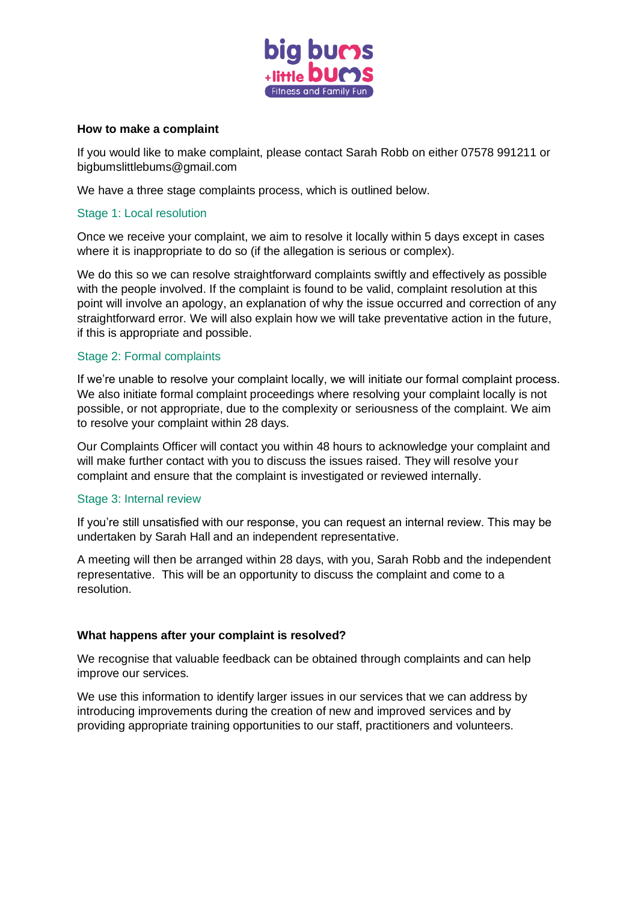## How to make a complaint

If you would like to make complaint, please contact Sarah Robb on either 07578 991211 or bigbumslittlebums@gmail.com

We have a three stage complaints process, which is outlined below.

### Stage 1: Local resolution

Once we receive your complaint, we aim to resolve it locally within 5 days except in cases where it is inappropriate to do so (if the allegation is serious or complex).

We do this so we can resolve straightforward complaints swiftly and effectively as possible with the people involved. If the complaint is found to be valid, complaint resolution at this point will involve an apology, an explanation of why the issue occurred and correction of any straightforward error. We will also explain how we will take preventative action in the future, if this is appropriate and possible.

### Stage 2: Formal complaints

If we're unable to resolve your complaint locally, we will initiate our formal complaint process. We also initiate formal complaint proceedings where resolving your complaint locally is not possible, or not appropriate, due to the complexity or seriousness of the complaint. We aim to resolve your complaint within 28 days.

Our Complaints Officer will contact you within 48 hours to acknowledge your complaint and will make further contact with you to discuss the issues raised. They will resolve your complaint and ensure that the complaint is investigated or reviewed internally.

### Stage 3: Internal review

If you're still unsatisfied with our response, you can request an internal review. This may be undertaken by Sarah Hall and an independent representative.

A meeting will then be arranged within 28 days, with you, Sarah Robb and the independent representative. This will be an opportunity to discuss the complaint and come to a resolution.

## What happens after your complaint is resolved?

We recognise that valuable feedback can be obtained through complaints and can help improve our services.

We use this information to identify larger issues in our services that we can address by introducing improvements during the creation of new and improved services and by providing appropriate training opportunities to our staff, practitioners and volunteers.